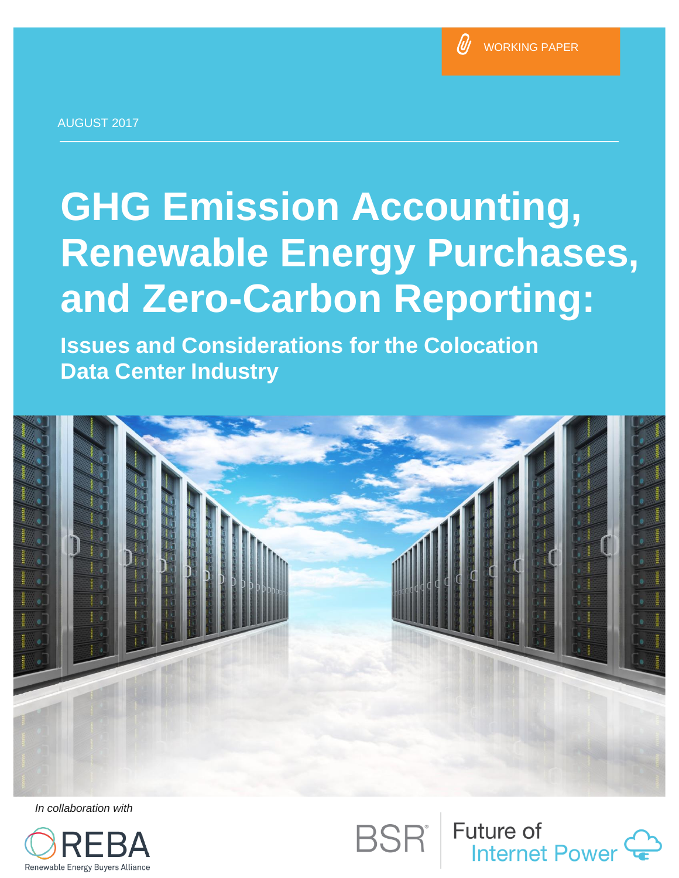WORKING PAPER

AUGUST 2017

# GHG Emission Accounting, Renewable Energy Purchases, and Zero-Carbon Reporting:

## Issues and Considerations for the Colocation Data Center Industry

*In collaboration with*

REBA
Renewable Energy Buyers Alliance

BSR

Future of Internet Power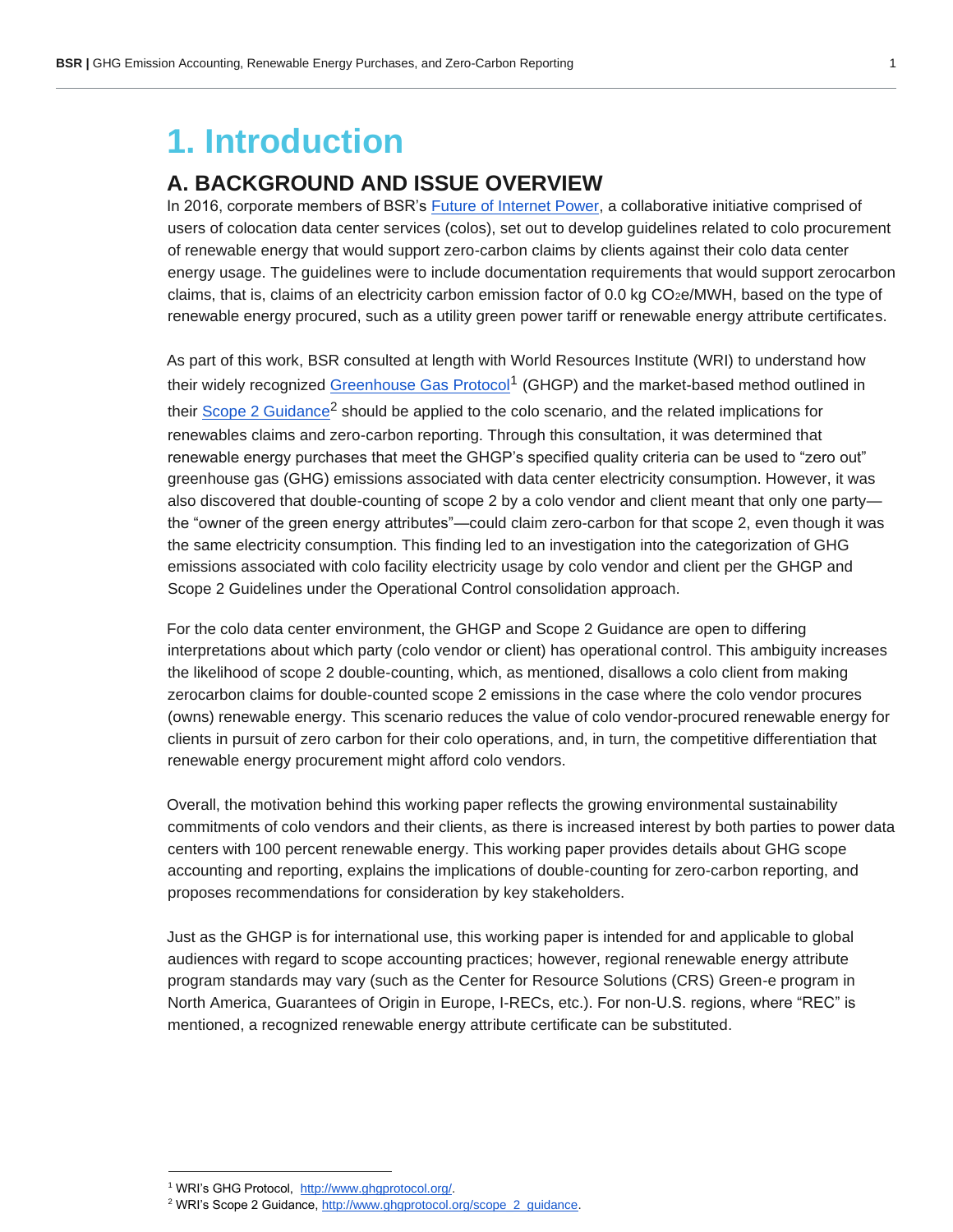# 1. Introduction

## A. BACKGROUND AND ISSUE OVERVIEW

In 2016, corporate members of BSR's Future of Internet Power, a collaborative initiative comprised of users of colocation data center services (colos), set out to develop guidelines related to colo procurement of renewable energy that would support zero-carbon claims by clients against their colo data center energy usage. The guidelines were to include documentation requirements that would support zerocarbon claims, that is, claims of an electricity carbon emission factor of 0.0 kg $CO_2$e/MWH, based on the type of renewable energy procured, such as a utility green power tariff or renewable energy attribute certificates.

As part of this work, BSR consulted at length with World Resources Institute (WRI) to understand how their widely recognized Greenhouse Gas Protocol[1] (GHGP) and the market-based method outlined in their Scope 2 Guidance[2] should be applied to the colo scenario, and the related implications for renewables claims and zero-carbon reporting. Through this consultation, it was determined that renewable energy purchases that meet the GHGP's specified quality criteria can be used to "zero out" greenhouse gas (GHG) emissions associated with data center electricity consumption. However, it was also discovered that double-counting of scope 2 by a colo vendor and client meant that only one party—the "owner of the green energy attributes"—could claim zero-carbon for that scope 2, even though it was the same electricity consumption. This finding led to an investigation into the categorization of GHG emissions associated with colo facility electricity usage by colo vendor and client per the GHGP and Scope 2 Guidelines under the Operational Control consolidation approach.

For the colo data center environment, the GHGP and Scope 2 Guidance are open to differing interpretations about which party (colo vendor or client) has operational control. This ambiguity increases the likelihood of scope 2 double-counting, which, as mentioned, disallows a colo client from making zerocarbon claims for double-counted scope 2 emissions in the case where the colo vendor procures (owns) renewable energy. This scenario reduces the value of colo vendor-procured renewable energy for clients in pursuit of zero carbon for their colo operations, and, in turn, the competitive differentiation that renewable energy procurement might afford colo vendors.

Overall, the motivation behind this working paper reflects the growing environmental sustainability commitments of colo vendors and their clients, as there is increased interest by both parties to power data centers with 100 percent renewable energy. This working paper provides details about GHG scope accounting and reporting, explains the implications of double-counting for zero-carbon reporting, and proposes recommendations for consideration by key stakeholders.

Just as the GHGP is for international use, this working paper is intended for and applicable to global audiences with regard to scope accounting practices; however, regional renewable energy attribute program standards may vary (such as the Center for Resource Solutions (CRS) Green-e program in North America, Guarantees of Origin in Europe, I-RECs, etc.). For non-U.S. regions, where "REC" is mentioned, a recognized renewable energy attribute certificate can be substituted.

---

[1] WRI's GHG Protocol, http://www.ghgprotocol.org/.

[2] WRI's Scope 2 Guidance, http://www.ghgprotocol.org/scope_2_guidance.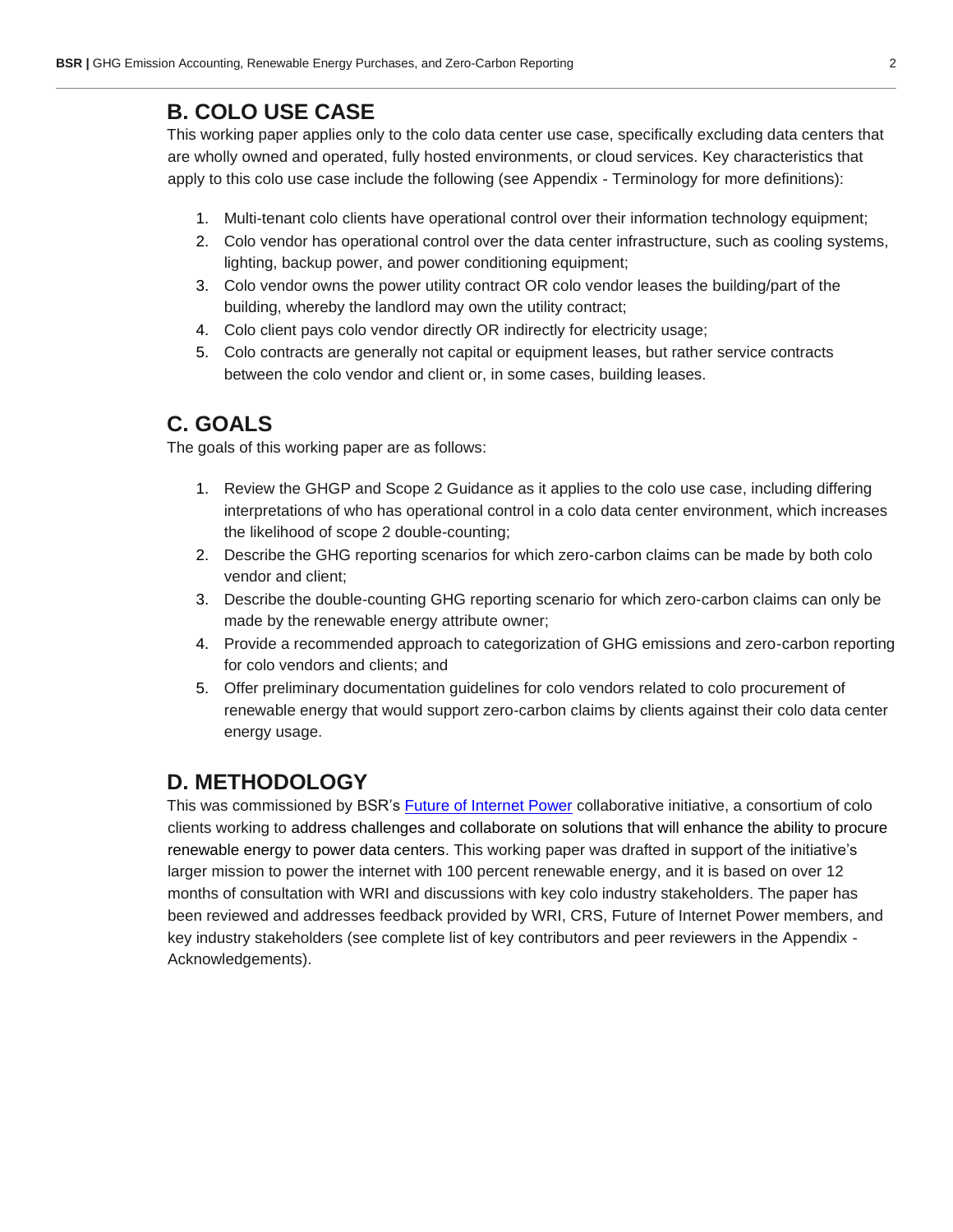## B. COLO USE CASE

This working paper applies only to the colo data center use case, specifically excluding data centers that are wholly owned and operated, fully hosted environments, or cloud services. Key characteristics that apply to this colo use case include the following (see Appendix - Terminology for more definitions):

1. Multi-tenant colo clients have operational control over their information technology equipment;
2. Colo vendor has operational control over the data center infrastructure, such as cooling systems, lighting, backup power, and power conditioning equipment;
3. Colo vendor owns the power utility contract OR colo vendor leases the building/part of the building, whereby the landlord may own the utility contract;
4. Colo client pays colo vendor directly OR indirectly for electricity usage;
5. Colo contracts are generally not capital or equipment leases, but rather service contracts between the colo vendor and client or, in some cases, building leases.

## C. GOALS

The goals of this working paper are as follows:

1. Review the GHGP and Scope 2 Guidance as it applies to the colo use case, including differing interpretations of who has operational control in a colo data center environment, which increases the likelihood of scope 2 double-counting;
2. Describe the GHG reporting scenarios for which zero-carbon claims can be made by both colo vendor and client;
3. Describe the double-counting GHG reporting scenario for which zero-carbon claims can only be made by the renewable energy attribute owner;
4. Provide a recommended approach to categorization of GHG emissions and zero-carbon reporting for colo vendors and clients; and
5. Offer preliminary documentation guidelines for colo vendors related to colo procurement of renewable energy that would support zero-carbon claims by clients against their colo data center energy usage.

## D. METHODOLOGY

This was commissioned by BSR's Future of Internet Power collaborative initiative, a consortium of colo clients working to address challenges and collaborate on solutions that will enhance the ability to procure renewable energy to power data centers. This working paper was drafted in support of the initiative's larger mission to power the internet with 100 percent renewable energy, and it is based on over 12 months of consultation with WRI and discussions with key colo industry stakeholders. The paper has been reviewed and addresses feedback provided by WRI, CRS, Future of Internet Power members, and key industry stakeholders (see complete list of key contributors and peer reviewers in the Appendix - Acknowledgements).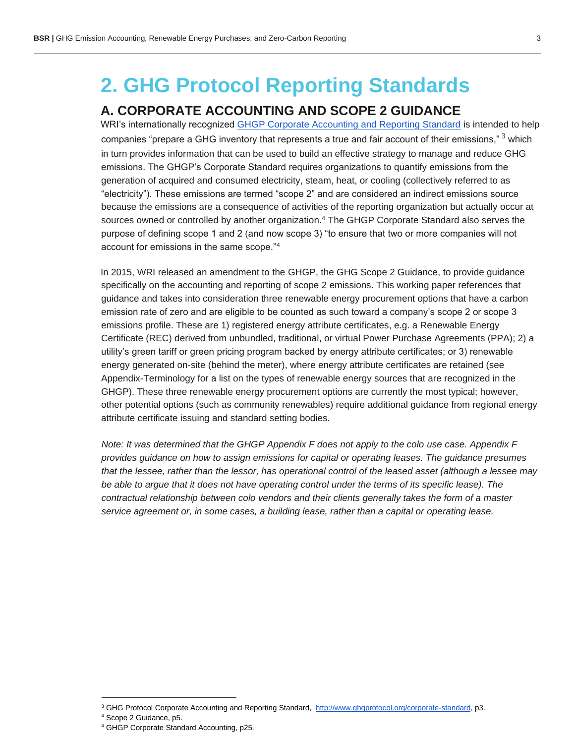# 2. GHG Protocol Reporting Standards

## A. CORPORATE ACCOUNTING AND SCOPE 2 GUIDANCE

WRI's internationally recognized GHGP Corporate Accounting and Reporting Standard is intended to help companies "prepare a GHG inventory that represents a true and fair account of their emissions," [3] which in turn provides information that can be used to build an effective strategy to manage and reduce GHG emissions. The GHGP's Corporate Standard requires organizations to quantify emissions from the generation of acquired and consumed electricity, steam, heat, or cooling (collectively referred to as "electricity"). These emissions are termed "scope 2" and are considered an indirect emissions source because the emissions are a consequence of activities of the reporting organization but actually occur at sources owned or controlled by another organization.[4] The GHGP Corporate Standard also serves the purpose of defining scope 1 and 2 (and now scope 3) "to ensure that two or more companies will not account for emissions in the same scope."[4]

In 2015, WRI released an amendment to the GHGP, the GHG Scope 2 Guidance, to provide guidance specifically on the accounting and reporting of scope 2 emissions. This working paper references that guidance and takes into consideration three renewable energy procurement options that have a carbon emission rate of zero and are eligible to be counted as such toward a company's scope 2 or scope 3 emissions profile. These are 1) registered energy attribute certificates, e.g. a Renewable Energy Certificate (REC) derived from unbundled, traditional, or virtual Power Purchase Agreements (PPA); 2) a utility's green tariff or green pricing program backed by energy attribute certificates; or 3) renewable energy generated on-site (behind the meter), where energy attribute certificates are retained (see Appendix-Terminology for a list on the types of renewable energy sources that are recognized in the GHGP). These three renewable energy procurement options are currently the most typical; however, other potential options (such as community renewables) require additional guidance from regional energy attribute certificate issuing and standard setting bodies.

*Note: It was determined that the GHGP Appendix F does not apply to the colo use case. Appendix F provides guidance on how to assign emissions for capital or operating leases. The guidance presumes that the lessee, rather than the lessor, has operational control of the leased asset (although a lessee may be able to argue that it does not have operating control under the terms of its specific lease). The contractual relationship between colo vendors and their clients generally takes the form of a master service agreement or, in some cases, a building lease, rather than a capital or operating lease.*

---

[3] GHG Protocol Corporate Accounting and Reporting Standard, http://www.ghgprotocol.org/corporate-standard, p3.

[4] Scope 2 Guidance, p5.

[4] GHGP Corporate Standard Accounting, p25.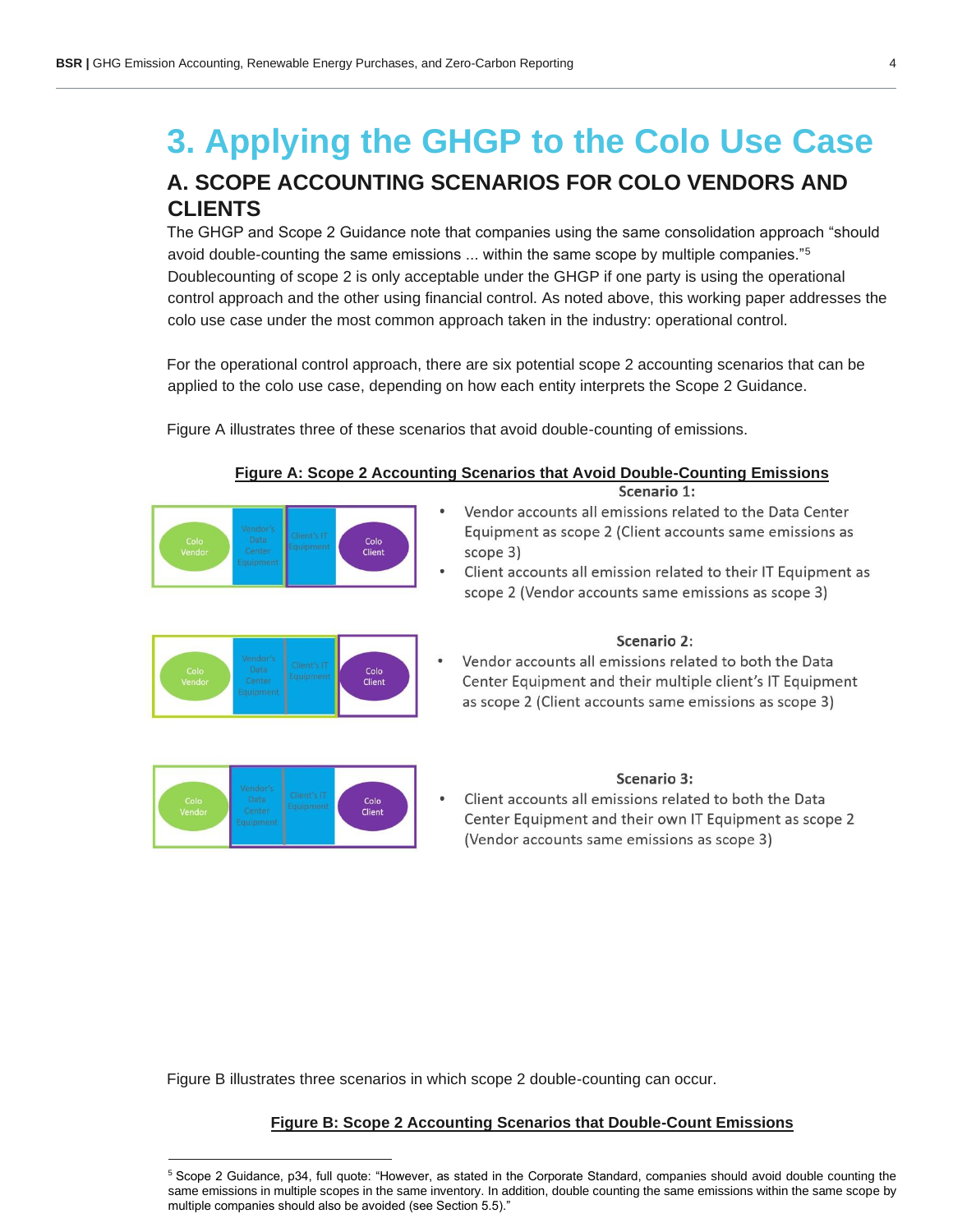# 3. Applying the GHGP to the Colo Use Case

## A. SCOPE ACCOUNTING SCENARIOS FOR COLO VENDORS AND CLIENTS

The GHGP and Scope 2 Guidance note that companies using the same consolidation approach "should avoid double-counting the same emissions ... within the same scope by multiple companies."[5] Doublecounting of scope 2 is only acceptable under the GHGP if one party is using the operational control approach and the other using financial control. As noted above, this working paper addresses the colo use case under the most common approach taken in the industry: operational control.

For the operational control approach, there are six potential scope 2 accounting scenarios that can be applied to the colo use case, depending on how each entity interprets the Scope 2 Guidance.

Figure A illustrates three of these scenarios that avoid double-counting of emissions.

**Figure A: Scope 2 Accounting Scenarios that Avoid Double-Counting Emissions**

Colo Vendor | Vendor's Data Center Equipment | Client's IT Equipment | Colo Client

**Scenario 1:**

- Vendor accounts all emissions related to the Data Center Equipment as scope 2 (Client accounts same emissions as scope 3)
- Client accounts all emission related to their IT Equipment as scope 2 (Vendor accounts same emissions as scope 3)

Colo Vendor | Vendor's Data Center Equipment | Client's IT Equipment | Colo Client

**Scenario 2:**

- Vendor accounts all emissions related to both the Data Center Equipment and their multiple client's IT Equipment as scope 2 (Client accounts same emissions as scope 3)

Colo Vendor | Vendor's Data Center Equipment | Client's IT Equipment | Colo Client

**Scenario 3:**

- Client accounts all emissions related to both the Data Center Equipment and their own IT Equipment as scope 2 (Vendor accounts same emissions as scope 3)

Figure B illustrates three scenarios in which scope 2 double-counting can occur.

**Figure B: Scope 2 Accounting Scenarios that Double-Count Emissions**

[5] Scope 2 Guidance, p34, full quote: "However, as stated in the Corporate Standard, companies should avoid double counting the same emissions in multiple scopes in the same inventory. In addition, double counting the same emissions within the same scope by multiple companies should also be avoided (see Section 5.5)."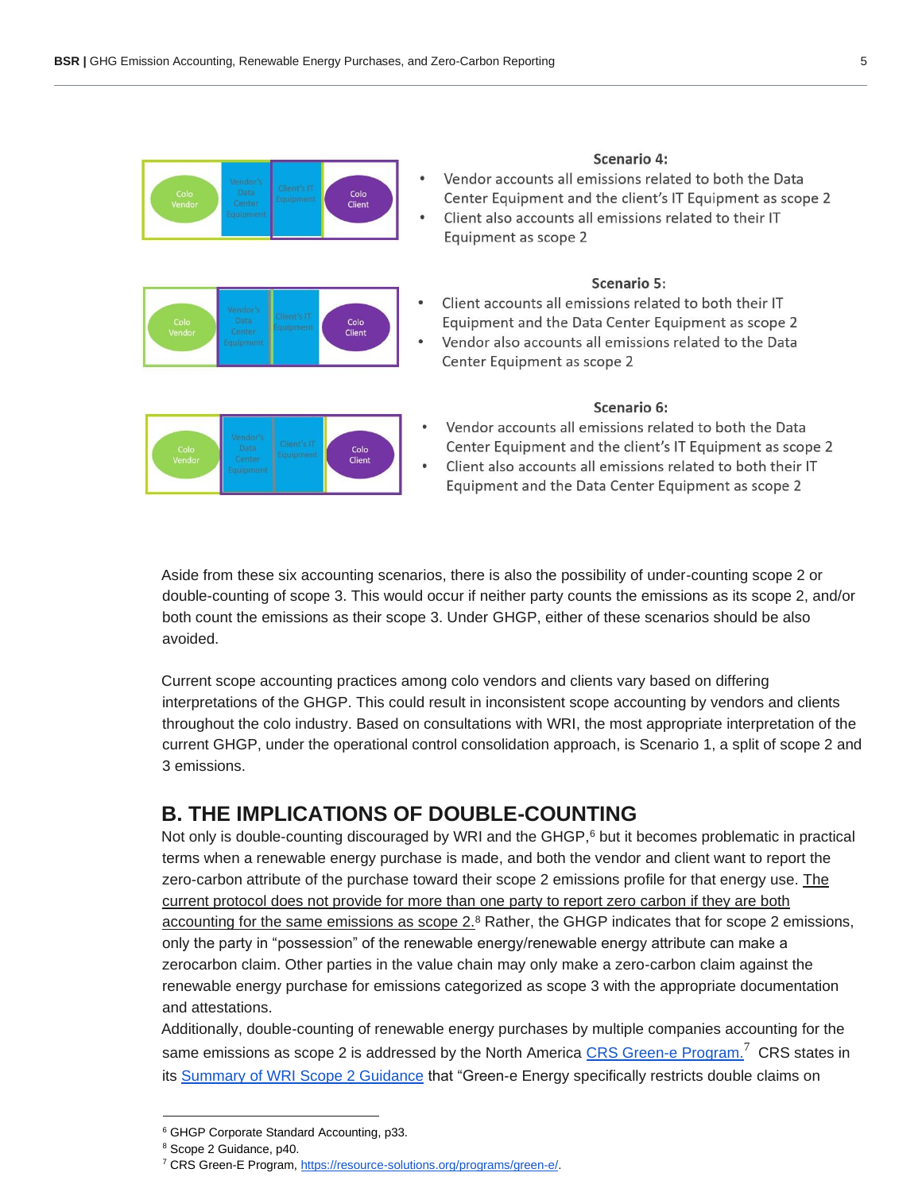**Scenario 4:**

- Vendor accounts all emissions related to both the Data Center Equipment and the client's IT Equipment as scope 2
- Client also accounts all emissions related to their IT Equipment as scope 2

**Scenario 5:**

- Client accounts all emissions related to both their IT Equipment and the Data Center Equipment as scope 2
- Vendor also accounts all emissions related to the Data Center Equipment as scope 2

**Scenario 6:**

- Vendor accounts all emissions related to both the Data Center Equipment and the client's IT Equipment as scope 2
- Client also accounts all emissions related to both their IT Equipment and the Data Center Equipment as scope 2

Aside from these six accounting scenarios, there is also the possibility of under-counting scope 2 or double-counting of scope 3. This would occur if neither party counts the emissions as its scope 2, and/or both count the emissions as their scope 3. Under GHGP, either of these scenarios should be also avoided.

Current scope accounting practices among colo vendors and clients vary based on differing interpretations of the GHGP. This could result in inconsistent scope accounting by vendors and clients throughout the colo industry. Based on consultations with WRI, the most appropriate interpretation of the current GHGP, under the operational control consolidation approach, is Scenario 1, a split of scope 2 and 3 emissions.

## B. THE IMPLICATIONS OF DOUBLE-COUNTING

Not only is double-counting discouraged by WRI and the GHGP,[6] but it becomes problematic in practical terms when a renewable energy purchase is made, and both the vendor and client want to report the zero-carbon attribute of the purchase toward their scope 2 emissions profile for that energy use. The current protocol does not provide for more than one party to report zero carbon if they are both accounting for the same emissions as scope 2.[8] Rather, the GHGP indicates that for scope 2 emissions, only the party in "possession" of the renewable energy/renewable energy attribute can make a zerocarbon claim. Other parties in the value chain may only make a zero-carbon claim against the renewable energy purchase for emissions categorized as scope 3 with the appropriate documentation and attestations.

Additionally, double-counting of renewable energy purchases by multiple companies accounting for the same emissions as scope 2 is addressed by the North America CRS Green-e Program.[7] CRS states in its Summary of WRI Scope 2 Guidance that "Green-e Energy specifically restricts double claims on

[6] GHGP Corporate Standard Accounting, p33.

[8] Scope 2 Guidance, p40.

[7] CRS Green-E Program, https://resource-solutions.org/programs/green-e/.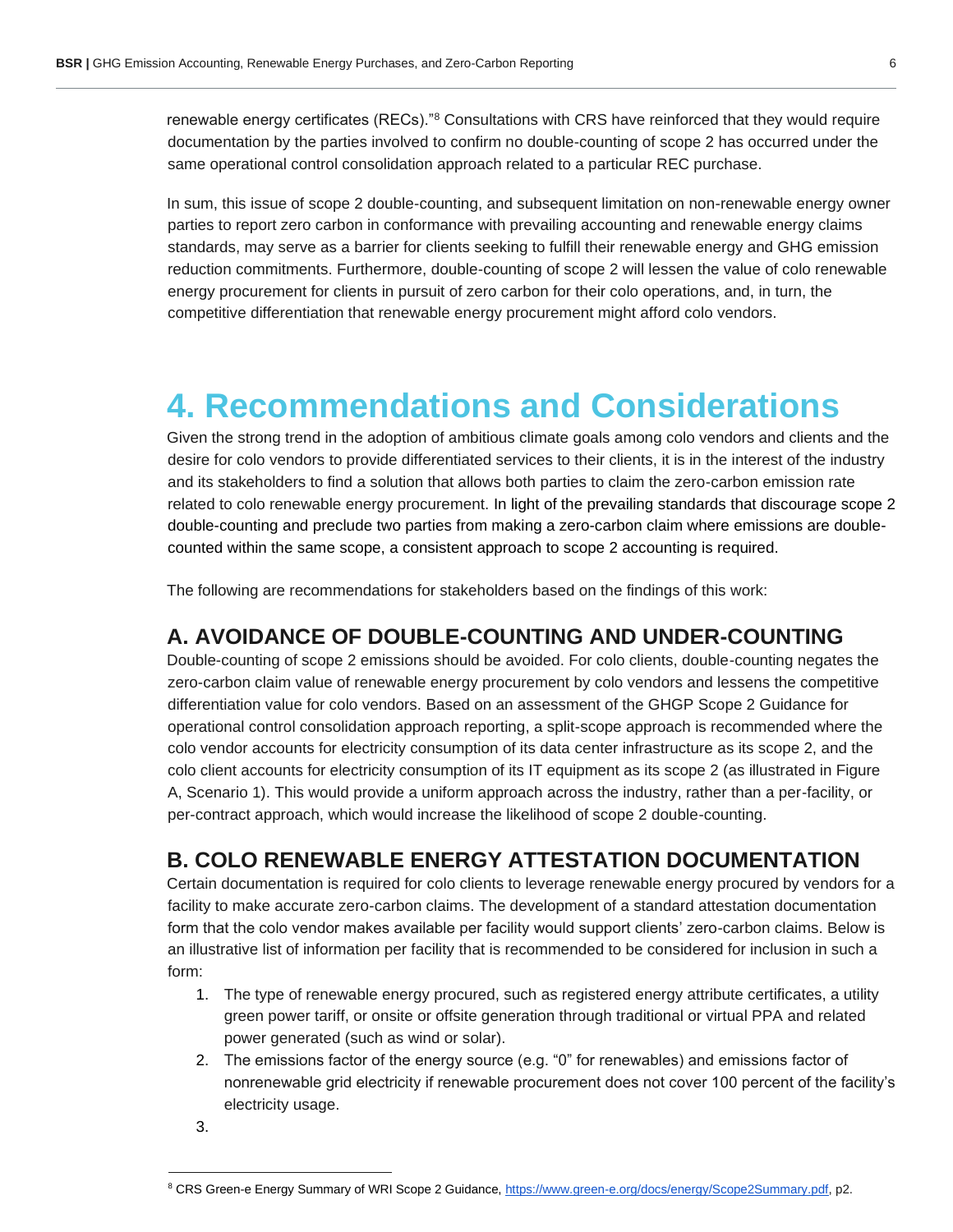renewable energy certificates (RECs)."[8] Consultations with CRS have reinforced that they would require documentation by the parties involved to confirm no double-counting of scope 2 has occurred under the same operational control consolidation approach related to a particular REC purchase.

In sum, this issue of scope 2 double-counting, and subsequent limitation on non-renewable energy owner parties to report zero carbon in conformance with prevailing accounting and renewable energy claims standards, may serve as a barrier for clients seeking to fulfill their renewable energy and GHG emission reduction commitments. Furthermore, double-counting of scope 2 will lessen the value of colo renewable energy procurement for clients in pursuit of zero carbon for their colo operations, and, in turn, the competitive differentiation that renewable energy procurement might afford colo vendors.

# 4. Recommendations and Considerations

Given the strong trend in the adoption of ambitious climate goals among colo vendors and clients and the desire for colo vendors to provide differentiated services to their clients, it is in the interest of the industry and its stakeholders to find a solution that allows both parties to claim the zero-carbon emission rate related to colo renewable energy procurement. In light of the prevailing standards that discourage scope 2 double-counting and preclude two parties from making a zero-carbon claim where emissions are double-counted within the same scope, a consistent approach to scope 2 accounting is required.

The following are recommendations for stakeholders based on the findings of this work:

## A. AVOIDANCE OF DOUBLE-COUNTING AND UNDER-COUNTING

Double-counting of scope 2 emissions should be avoided. For colo clients, double-counting negates the zero-carbon claim value of renewable energy procurement by colo vendors and lessens the competitive differentiation value for colo vendors. Based on an assessment of the GHGP Scope 2 Guidance for operational control consolidation approach reporting, a split-scope approach is recommended where the colo vendor accounts for electricity consumption of its data center infrastructure as its scope 2, and the colo client accounts for electricity consumption of its IT equipment as its scope 2 (as illustrated in Figure A, Scenario 1). This would provide a uniform approach across the industry, rather than a per-facility, or per-contract approach, which would increase the likelihood of scope 2 double-counting.

## B. COLO RENEWABLE ENERGY ATTESTATION DOCUMENTATION

Certain documentation is required for colo clients to leverage renewable energy procured by vendors for a facility to make accurate zero-carbon claims. The development of a standard attestation documentation form that the colo vendor makes available per facility would support clients' zero-carbon claims. Below is an illustrative list of information per facility that is recommended to be considered for inclusion in such a form:

1. The type of renewable energy procured, such as registered energy attribute certificates, a utility green power tariff, or onsite or offsite generation through traditional or virtual PPA and related power generated (such as wind or solar).
2. The emissions factor of the energy source (e.g. "0" for renewables) and emissions factor of nonrenewable grid electricity if renewable procurement does not cover 100 percent of the facility's electricity usage.
3. 

[8] CRS Green-e Energy Summary of WRI Scope 2 Guidance, https://www.green-e.org/docs/energy/Scope2Summary.pdf, p2.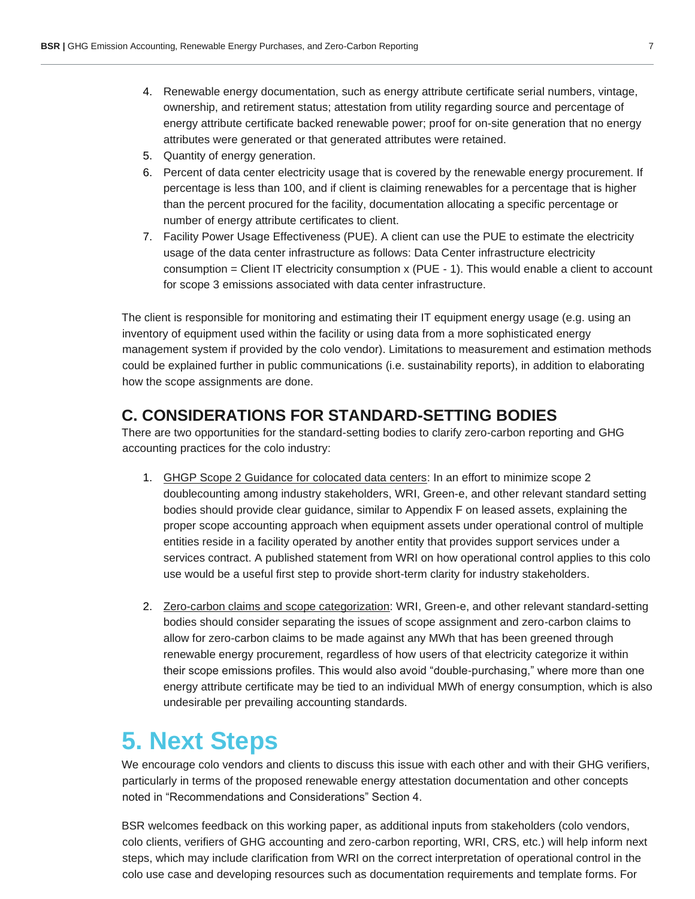4. Renewable energy documentation, such as energy attribute certificate serial numbers, vintage, ownership, and retirement status; attestation from utility regarding source and percentage of energy attribute certificate backed renewable power; proof for on-site generation that no energy attributes were generated or that generated attributes were retained.
5. Quantity of energy generation.
6. Percent of data center electricity usage that is covered by the renewable energy procurement. If percentage is less than 100, and if client is claiming renewables for a percentage that is higher than the percent procured for the facility, documentation allocating a specific percentage or number of energy attribute certificates to client.
7. Facility Power Usage Effectiveness (PUE). A client can use the PUE to estimate the electricity usage of the data center infrastructure as follows: Data Center infrastructure electricity consumption = Client IT electricity consumption x (PUE - 1). This would enable a client to account for scope 3 emissions associated with data center infrastructure.

The client is responsible for monitoring and estimating their IT equipment energy usage (e.g. using an inventory of equipment used within the facility or using data from a more sophisticated energy management system if provided by the colo vendor). Limitations to measurement and estimation methods could be explained further in public communications (i.e. sustainability reports), in addition to elaborating how the scope assignments are done.

## C. CONSIDERATIONS FOR STANDARD-SETTING BODIES

There are two opportunities for the standard-setting bodies to clarify zero-carbon reporting and GHG accounting practices for the colo industry:

1. GHGP Scope 2 Guidance for colocated data centers: In an effort to minimize scope 2 doublecounting among industry stakeholders, WRI, Green-e, and other relevant standard setting bodies should provide clear guidance, similar to Appendix F on leased assets, explaining the proper scope accounting approach when equipment assets under operational control of multiple entities reside in a facility operated by another entity that provides support services under a services contract. A published statement from WRI on how operational control applies to this colo use would be a useful first step to provide short-term clarity for industry stakeholders.

2. Zero-carbon claims and scope categorization: WRI, Green-e, and other relevant standard-setting bodies should consider separating the issues of scope assignment and zero-carbon claims to allow for zero-carbon claims to be made against any MWh that has been greened through renewable energy procurement, regardless of how users of that electricity categorize it within their scope emissions profiles. This would also avoid "double-purchasing," where more than one energy attribute certificate may be tied to an individual MWh of energy consumption, which is also undesirable per prevailing accounting standards.

# 5. Next Steps

We encourage colo vendors and clients to discuss this issue with each other and with their GHG verifiers, particularly in terms of the proposed renewable energy attestation documentation and other concepts noted in "Recommendations and Considerations" Section 4.

BSR welcomes feedback on this working paper, as additional inputs from stakeholders (colo vendors, colo clients, verifiers of GHG accounting and zero-carbon reporting, WRI, CRS, etc.) will help inform next steps, which may include clarification from WRI on the correct interpretation of operational control in the colo use case and developing resources such as documentation requirements and template forms. For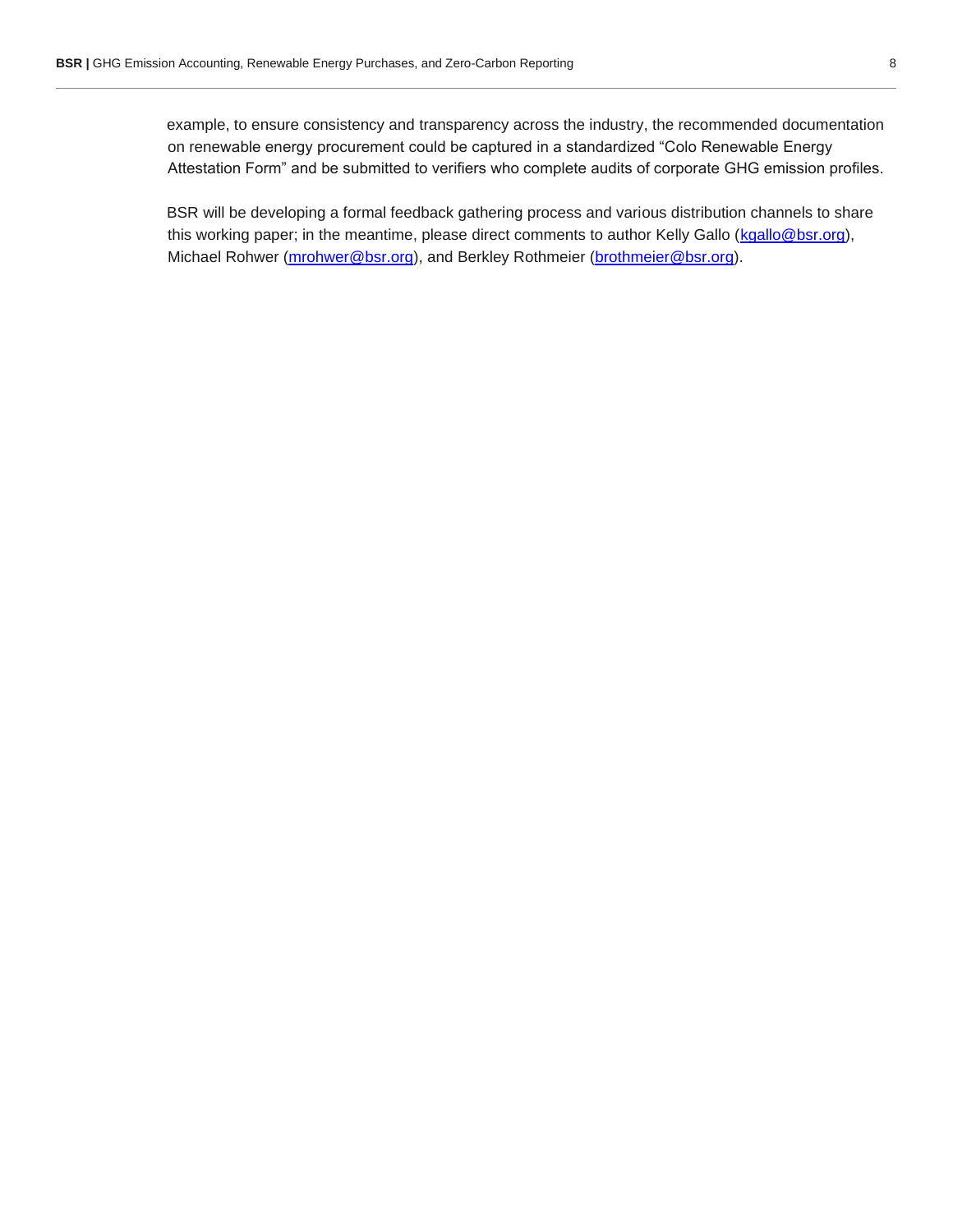example, to ensure consistency and transparency across the industry, the recommended documentation on renewable energy procurement could be captured in a standardized "Colo Renewable Energy Attestation Form" and be submitted to verifiers who complete audits of corporate GHG emission profiles.

BSR will be developing a formal feedback gathering process and various distribution channels to share this working paper; in the meantime, please direct comments to author Kelly Gallo (kgallo@bsr.org), Michael Rohwer (mrohwer@bsr.org), and Berkley Rothmeier (brothmeier@bsr.org).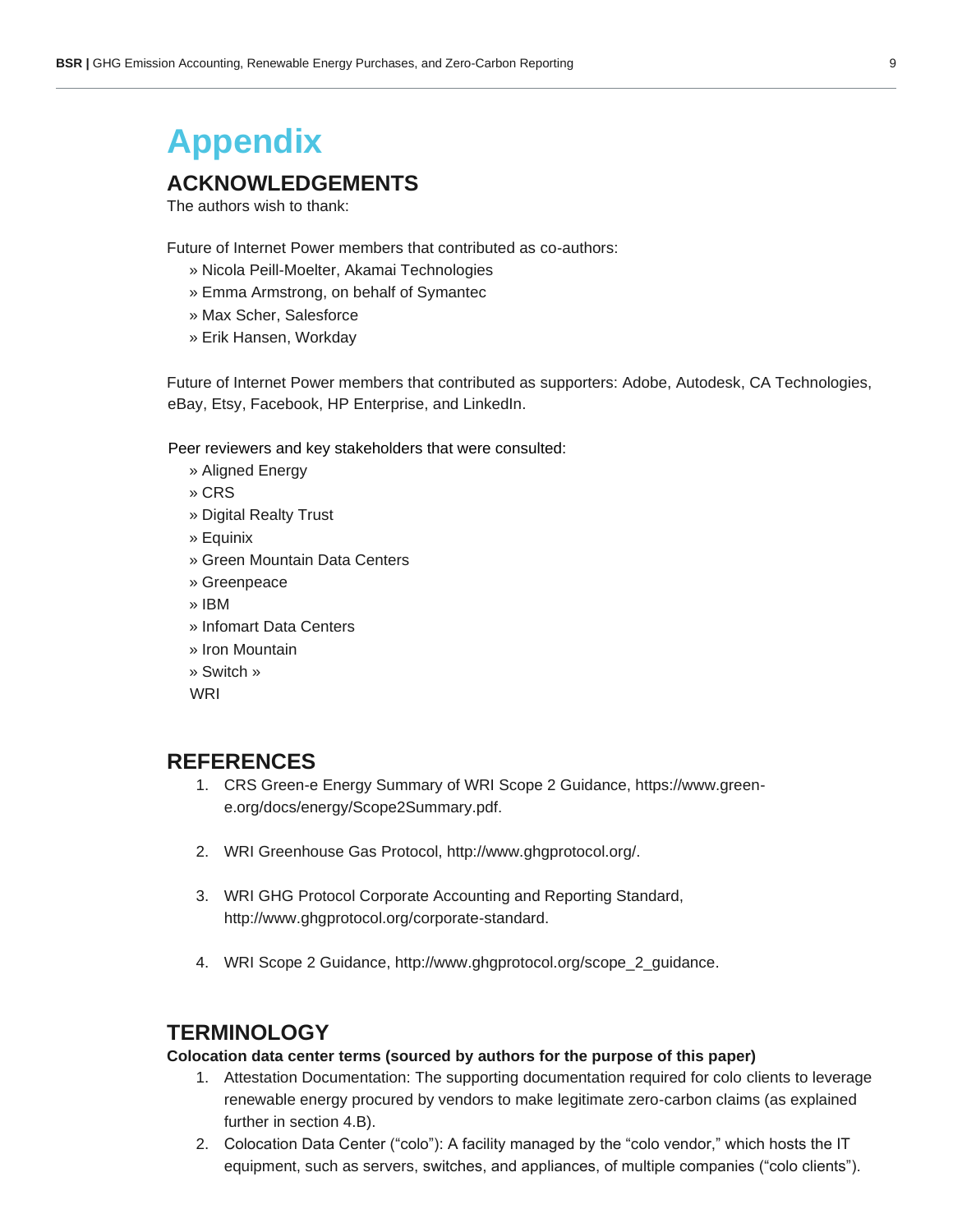# Appendix

## ACKNOWLEDGEMENTS

The authors wish to thank:

Future of Internet Power members that contributed as co-authors:

» Nicola Peill-Moelter, Akamai Technologies
» Emma Armstrong, on behalf of Symantec
» Max Scher, Salesforce
» Erik Hansen, Workday

Future of Internet Power members that contributed as supporters: Adobe, Autodesk, CA Technologies, eBay, Etsy, Facebook, HP Enterprise, and LinkedIn.

Peer reviewers and key stakeholders that were consulted:

» Aligned Energy
» CRS
» Digital Realty Trust
» Equinix
» Green Mountain Data Centers
» Greenpeace
» IBM
» Infomart Data Centers
» Iron Mountain
» Switch »
WRI

## REFERENCES

1. CRS Green-e Energy Summary of WRI Scope 2 Guidance, https://www.green-e.org/docs/energy/Scope2Summary.pdf.

2. WRI Greenhouse Gas Protocol, http://www.ghgprotocol.org/.

3. WRI GHG Protocol Corporate Accounting and Reporting Standard, http://www.ghgprotocol.org/corporate-standard.

4. WRI Scope 2 Guidance, http://www.ghgprotocol.org/scope_2_guidance.

## TERMINOLOGY

**Colocation data center terms (sourced by authors for the purpose of this paper)**

1. Attestation Documentation: The supporting documentation required for colo clients to leverage renewable energy procured by vendors to make legitimate zero-carbon claims (as explained further in section 4.B).
2. Colocation Data Center ("colo"): A facility managed by the "colo vendor," which hosts the IT equipment, such as servers, switches, and appliances, of multiple companies ("colo clients").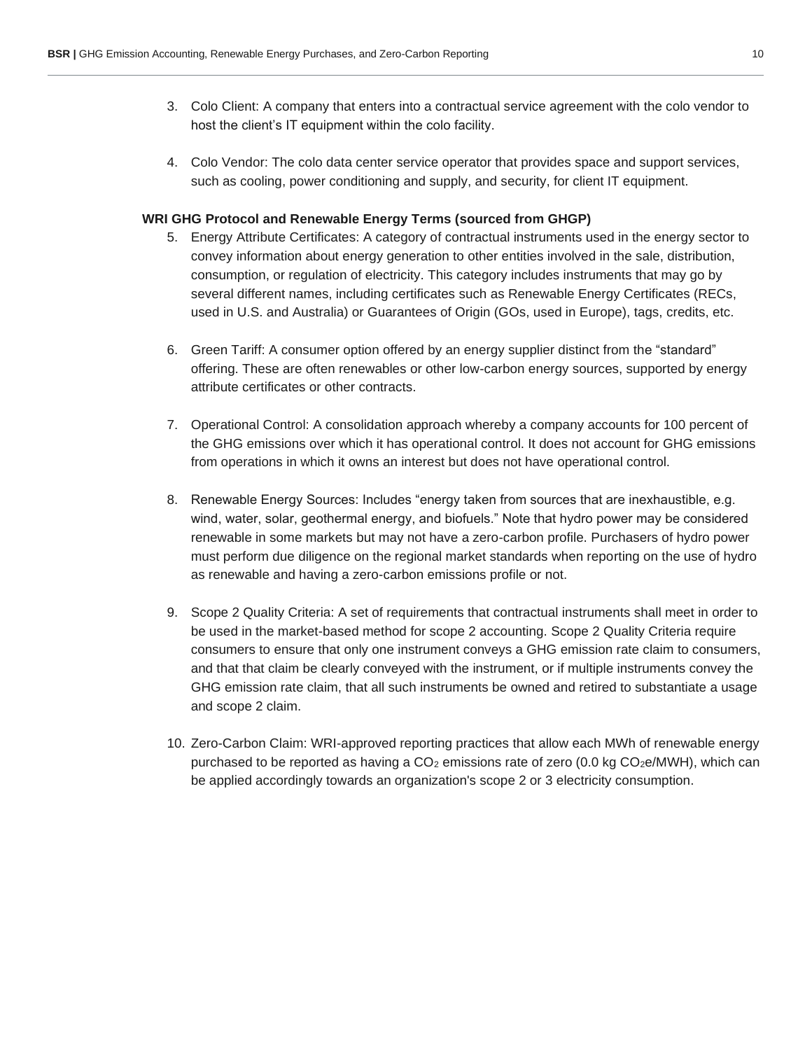3. Colo Client: A company that enters into a contractual service agreement with the colo vendor to host the client's IT equipment within the colo facility.

4. Colo Vendor: The colo data center service operator that provides space and support services, such as cooling, power conditioning and supply, and security, for client IT equipment.

**WRI GHG Protocol and Renewable Energy Terms (sourced from GHGP)**

5. Energy Attribute Certificates: A category of contractual instruments used in the energy sector to convey information about energy generation to other entities involved in the sale, distribution, consumption, or regulation of electricity. This category includes instruments that may go by several different names, including certificates such as Renewable Energy Certificates (RECs, used in U.S. and Australia) or Guarantees of Origin (GOs, used in Europe), tags, credits, etc.

6. Green Tariff: A consumer option offered by an energy supplier distinct from the "standard" offering. These are often renewables or other low-carbon energy sources, supported by energy attribute certificates or other contracts.

7. Operational Control: A consolidation approach whereby a company accounts for 100 percent of the GHG emissions over which it has operational control. It does not account for GHG emissions from operations in which it owns an interest but does not have operational control.

8. Renewable Energy Sources: Includes "energy taken from sources that are inexhaustible, e.g. wind, water, solar, geothermal energy, and biofuels." Note that hydro power may be considered renewable in some markets but may not have a zero-carbon profile. Purchasers of hydro power must perform due diligence on the regional market standards when reporting on the use of hydro as renewable and having a zero-carbon emissions profile or not.

9. Scope 2 Quality Criteria: A set of requirements that contractual instruments shall meet in order to be used in the market-based method for scope 2 accounting. Scope 2 Quality Criteria require consumers to ensure that only one instrument conveys a GHG emission rate claim to consumers, and that that claim be clearly conveyed with the instrument, or if multiple instruments convey the GHG emission rate claim, that all such instruments be owned and retired to substantiate a usage and scope 2 claim.

10. Zero-Carbon Claim: WRI-approved reporting practices that allow each MWh of renewable energy purchased to be reported as having a $CO_2$ emissions rate of zero (0.0 kg $CO_2$e/MWH), which can be applied accordingly towards an organization's scope 2 or 3 electricity consumption.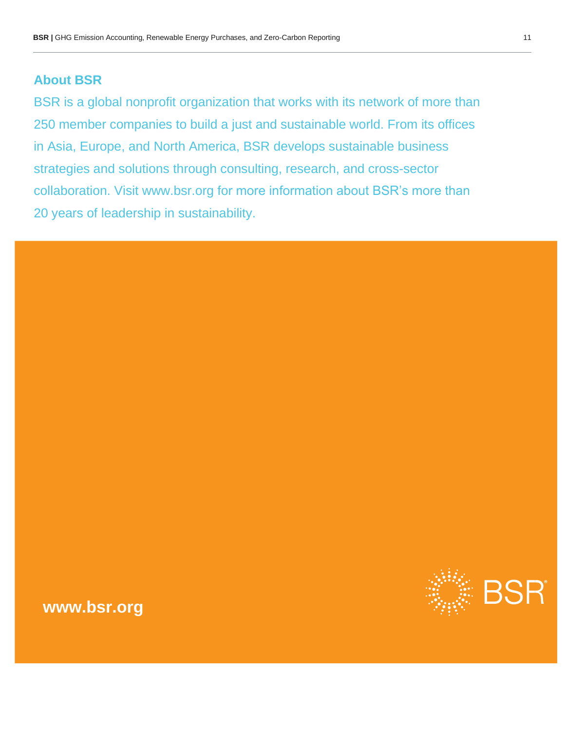## About BSR

BSR is a global nonprofit organization that works with its network of more than 250 member companies to build a just and sustainable world. From its offices in Asia, Europe, and North America, BSR develops sustainable business strategies and solutions through consulting, research, and cross-sector collaboration. Visit www.bsr.org for more information about BSR's more than 20 years of leadership in sustainability.

**www.bsr.org**

BSR®